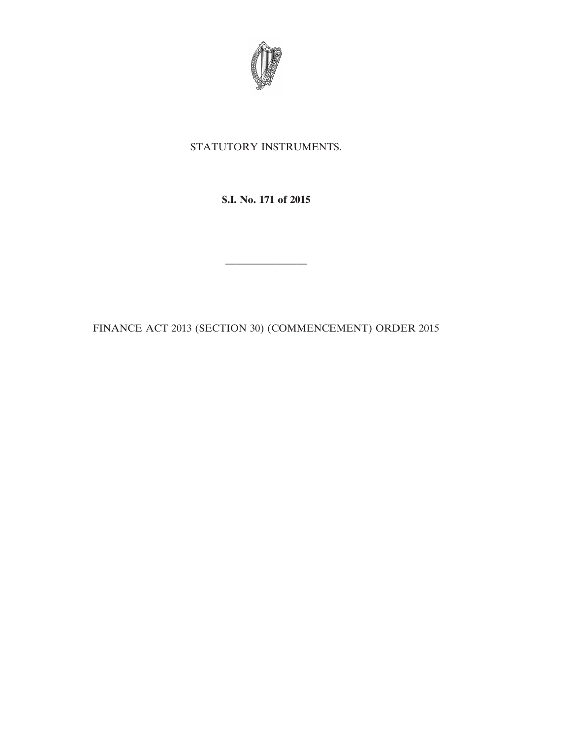STATUTORY INSTRUMENTS.

**S.I. No. 171 of 2015**

---

FINANCE ACT 2013 (SECTION 30) (COMMENCEMENT) ORDER 2015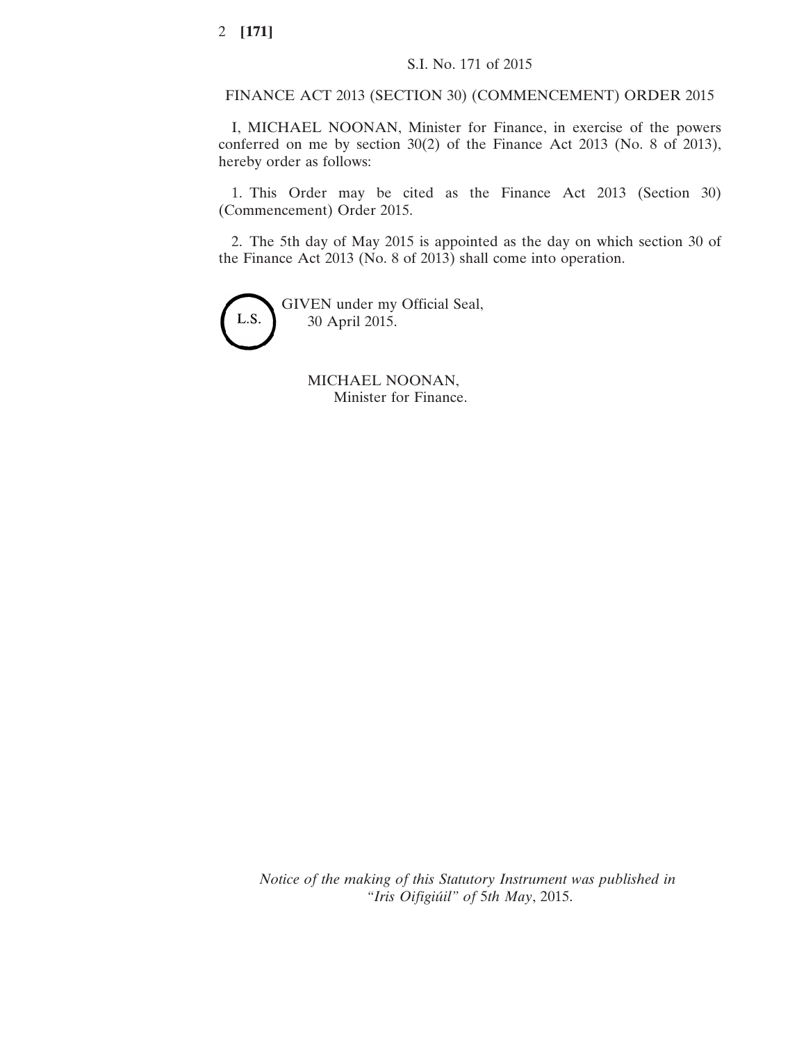S.I. No. 171 of 2015

FINANCE ACT 2013 (SECTION 30) (COMMENCEMENT) ORDER 2015

I, MICHAEL NOONAN, Minister for Finance, in exercise of the powers conferred on me by section 30(2) of the Finance Act 2013 (No. 8 of 2013), hereby order as follows:

1. This Order may be cited as the Finance Act 2013 (Section 30) (Commencement) Order 2015.

2. The 5th day of May 2015 is appointed as the day on which section 30 of the Finance Act 2013 (No. 8 of 2013) shall come into operation.

L.S.

GIVEN under my Official Seal,
30 April 2015.

MICHAEL NOONAN,
Minister for Finance.

*Notice of the making of this Statutory Instrument was published in "Iris Oifigiúil" of 5th May, 2015.*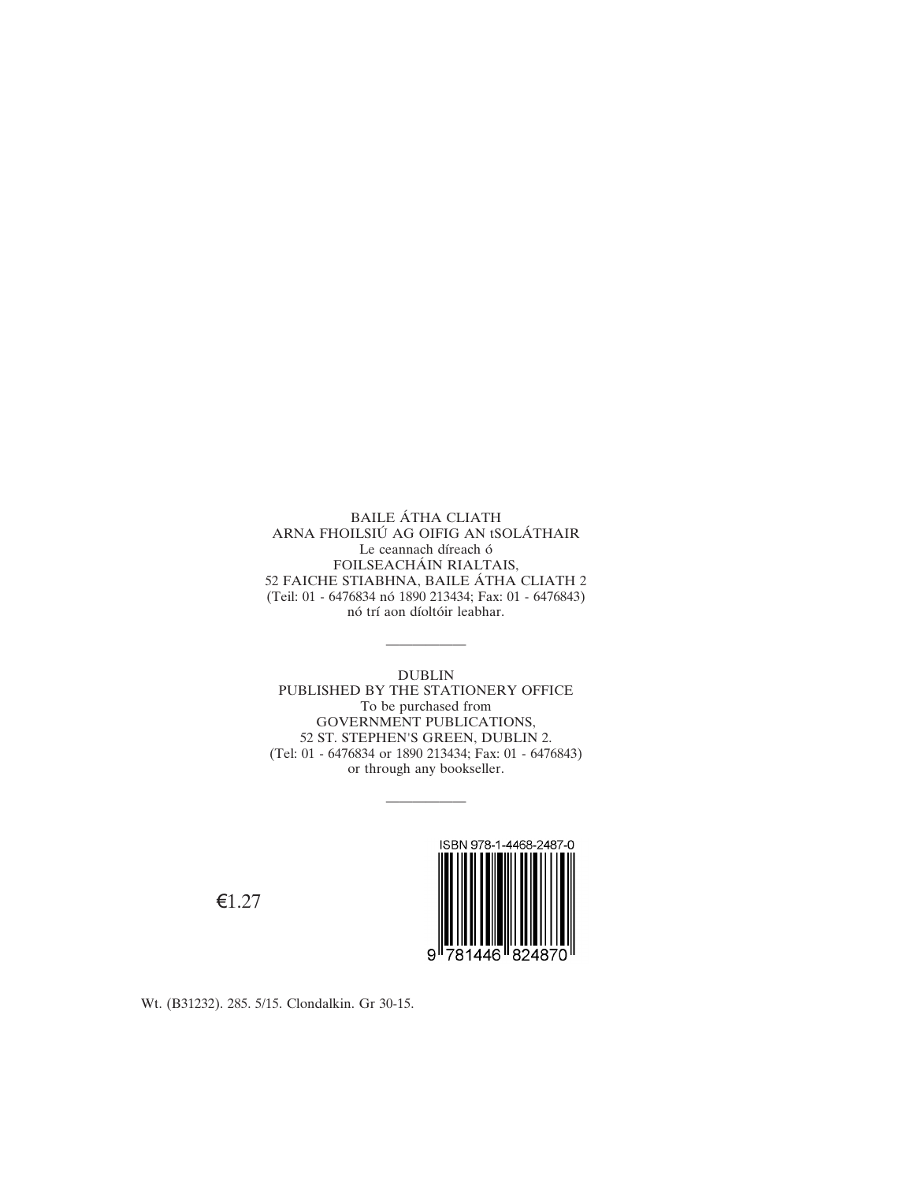BAILE ÁTHA CLIATH
ARNA FHOILSIÚ AG OIFIG AN tSOLÁTHAIR
Le ceannach díreach ó
FOILSEACHÁIN RIALTAIS,
52 FAICHE STIABHNA, BAILE ÁTHA CLIATH 2
(Teil: 01 - 6476834 nó 1890 213434; Fax: 01 - 6476843)
nó trí aon díoltóir leabhar.

---

DUBLIN
PUBLISHED BY THE STATIONERY OFFICE
To be purchased from
GOVERNMENT PUBLICATIONS,
52 ST. STEPHEN'S GREEN, DUBLIN 2.
(Tel: 01 - 6476834 or 1890 213434; Fax: 01 - 6476843)
or through any bookseller.

---

ISBN 978-1-4468-2487-0

9 781446 824870

€1.27

Wt. (B31232). 285. 5/15. Clondalkin. Gr 30-15.